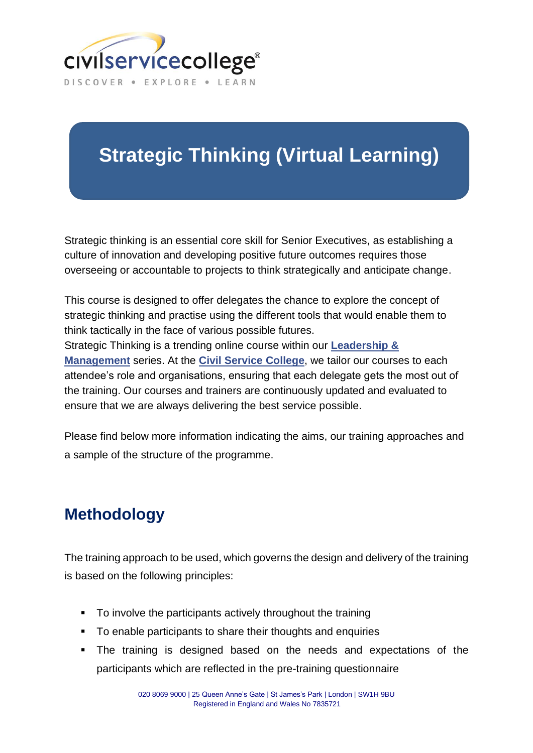# Strategic Thinking (Virtual Learning)

Strategic thinking is an essential core skill for Senior Executives, as establishing a culture of innovation and developing positive future outcomes requires those overseeing or accountable to projects to think strategically and anticipate change.

This course is designed to offer delegates the chance to explore the concept of strategic thinking and practise using the different tools that would enable them to think tactically in the face of various possible futures.
Strategic Thinking is a trending online course within our **Leadership & Management** series. At the **Civil Service College**, we tailor our courses to each attendee's role and organisations, ensuring that each delegate gets the most out of the training. Our courses and trainers are continuously updated and evaluated to ensure that we are always delivering the best service possible.

Please find below more information indicating the aims, our training approaches and a sample of the structure of the programme.

## Methodology

The training approach to be used, which governs the design and delivery of the training is based on the following principles:

- To involve the participants actively throughout the training
- To enable participants to share their thoughts and enquiries
- The training is designed based on the needs and expectations of the participants which are reflected in the pre-training questionnaire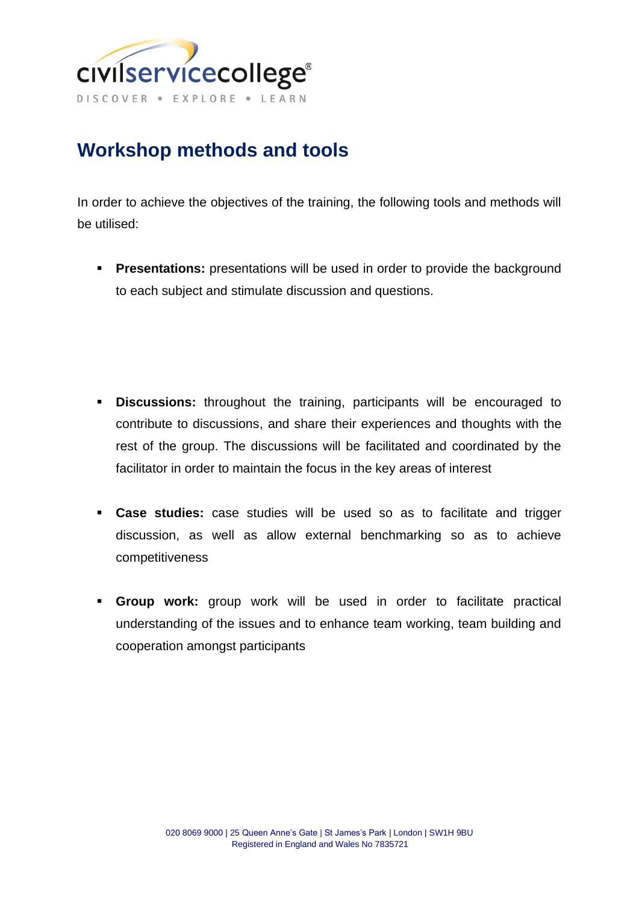## Workshop methods and tools

In order to achieve the objectives of the training, the following tools and methods will be utilised:

- **Presentations:** presentations will be used in order to provide the background to each subject and stimulate discussion and questions.

- **Discussions:** throughout the training, participants will be encouraged to contribute to discussions, and share their experiences and thoughts with the rest of the group. The discussions will be facilitated and coordinated by the facilitator in order to maintain the focus in the key areas of interest

- **Case studies:** case studies will be used so as to facilitate and trigger discussion, as well as allow external benchmarking so as to achieve competitiveness

- **Group work:** group work will be used in order to facilitate practical understanding of the issues and to enhance team working, team building and cooperation amongst participants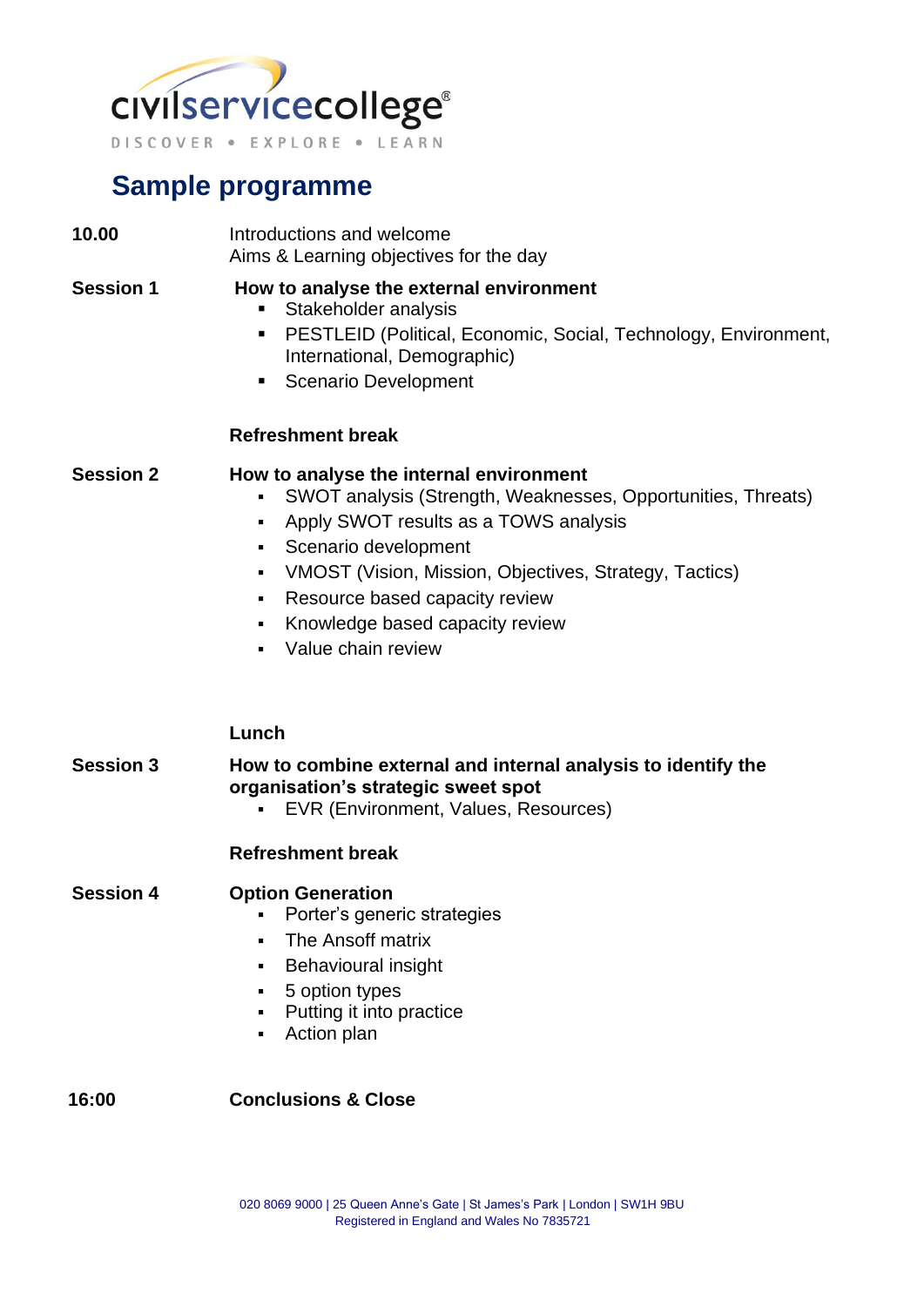civilservicecollege®

DISCOVER • EXPLORE • LEARN

# Sample programme

**10.00** Introductions and welcome
Aims & Learning objectives for the day

**Session 1** **How to analyse the external environment**

- Stakeholder analysis
- PESTLEID (Political, Economic, Social, Technology, Environment, International, Demographic)
- Scenario Development

**Refreshment break**

**Session 2** **How to analyse the internal environment**

- SWOT analysis (Strength, Weaknesses, Opportunities, Threats)
- Apply SWOT results as a TOWS analysis
- Scenario development
- VMOST (Vision, Mission, Objectives, Strategy, Tactics)
- Resource based capacity review
- Knowledge based capacity review
- Value chain review

**Lunch**

**Session 3** **How to combine external and internal analysis to identify the organisation's strategic sweet spot**

- EVR (Environment, Values, Resources)

**Refreshment break**

**Session 4** **Option Generation**

- Porter's generic strategies
- The Ansoff matrix
- Behavioural insight
- 5 option types
- Putting it into practice
- Action plan

**16:00** **Conclusions & Close**

020 8069 9000 | 25 Queen Anne's Gate | St James's Park | London | SW1H 9BU
Registered in England and Wales No 7835721